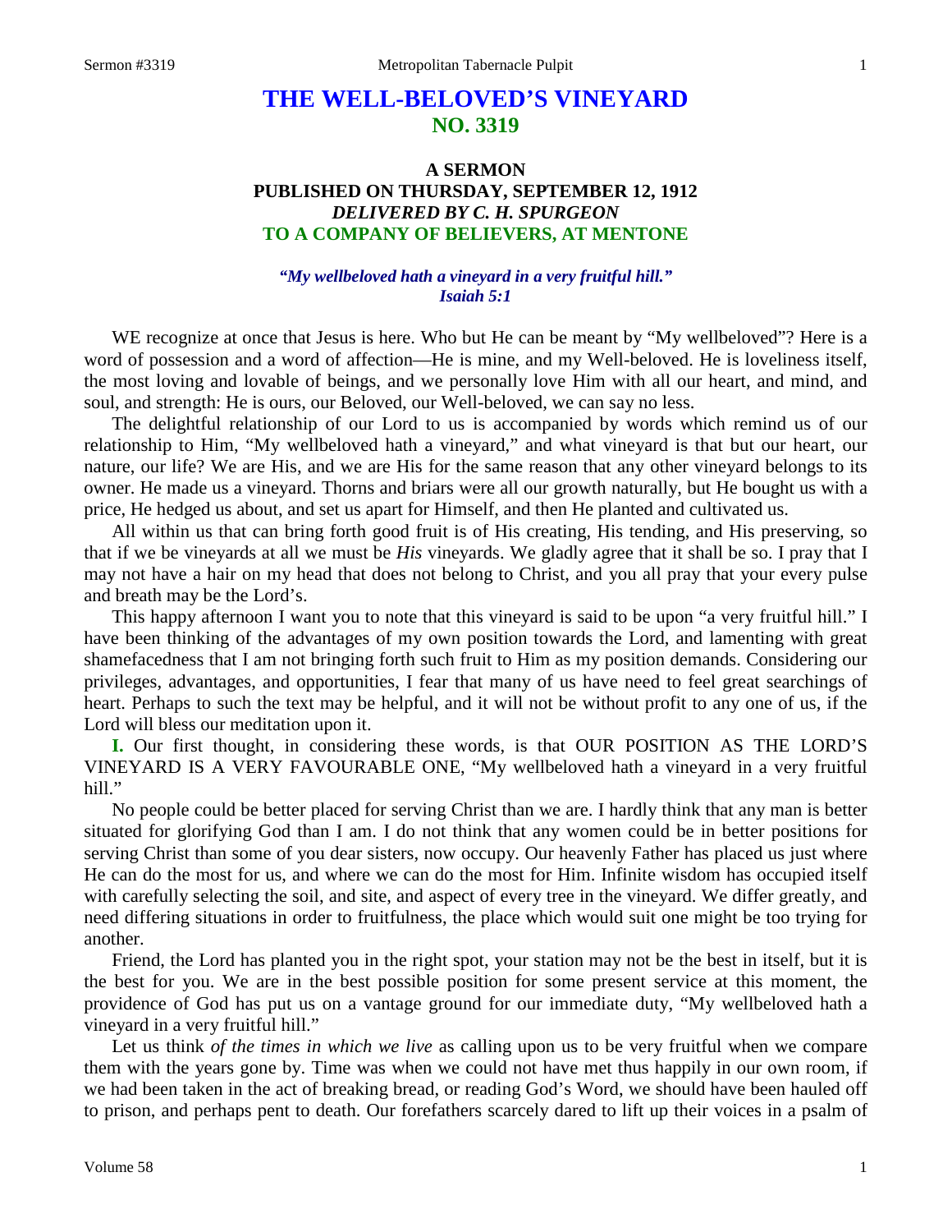# THE WELL-BELOVED'S VINEYARD
## NO. 3319

### A SERMON
### PUBLISHED ON THURSDAY, SEPTEMBER 12, 1912
### *DELIVERED BY C. H. SPURGEON*
### TO A COMPANY OF BELIEVERS, AT MENTONE

***"My wellbeloved hath a vineyard in a very fruitful hill." Isaiah 5:1***

WE recognize at once that Jesus is here. Who but He can be meant by "My wellbeloved"? Here is a word of possession and a word of affection—He is mine, and my Well-beloved. He is loveliness itself, the most loving and lovable of beings, and we personally love Him with all our heart, and mind, and soul, and strength: He is ours, our Beloved, our Well-beloved, we can say no less.

The delightful relationship of our Lord to us is accompanied by words which remind us of our relationship to Him, "My wellbeloved hath a vineyard," and what vineyard is that but our heart, our nature, our life? We are His, and we are His for the same reason that any other vineyard belongs to its owner. He made us a vineyard. Thorns and briars were all our growth naturally, but He bought us with a price, He hedged us about, and set us apart for Himself, and then He planted and cultivated us.

All within us that can bring forth good fruit is of His creating, His tending, and His preserving, so that if we be vineyards at all we must be *His* vineyards. We gladly agree that it shall be so. I pray that I may not have a hair on my head that does not belong to Christ, and you all pray that your every pulse and breath may be the Lord's.

This happy afternoon I want you to note that this vineyard is said to be upon "a very fruitful hill." I have been thinking of the advantages of my own position towards the Lord, and lamenting with great shamefacedness that I am not bringing forth such fruit to Him as my position demands. Considering our privileges, advantages, and opportunities, I fear that many of us have need to feel great searchings of heart. Perhaps to such the text may be helpful, and it will not be without profit to any one of us, if the Lord will bless our meditation upon it.

**I.** Our first thought, in considering these words, is that OUR POSITION AS THE LORD'S VINEYARD IS A VERY FAVOURABLE ONE, "My wellbeloved hath a vineyard in a very fruitful hill."

No people could be better placed for serving Christ than we are. I hardly think that any man is better situated for glorifying God than I am. I do not think that any women could be in better positions for serving Christ than some of you dear sisters, now occupy. Our heavenly Father has placed us just where He can do the most for us, and where we can do the most for Him. Infinite wisdom has occupied itself with carefully selecting the soil, and site, and aspect of every tree in the vineyard. We differ greatly, and need differing situations in order to fruitfulness, the place which would suit one might be too trying for another.

Friend, the Lord has planted you in the right spot, your station may not be the best in itself, but it is the best for you. We are in the best possible position for some present service at this moment, the providence of God has put us on a vantage ground for our immediate duty, "My wellbeloved hath a vineyard in a very fruitful hill."

Let us think *of the times in which we live* as calling upon us to be very fruitful when we compare them with the years gone by. Time was when we could not have met thus happily in our own room, if we had been taken in the act of breaking bread, or reading God's Word, we should have been hauled off to prison, and perhaps pent to death. Our forefathers scarcely dared to lift up their voices in a psalm of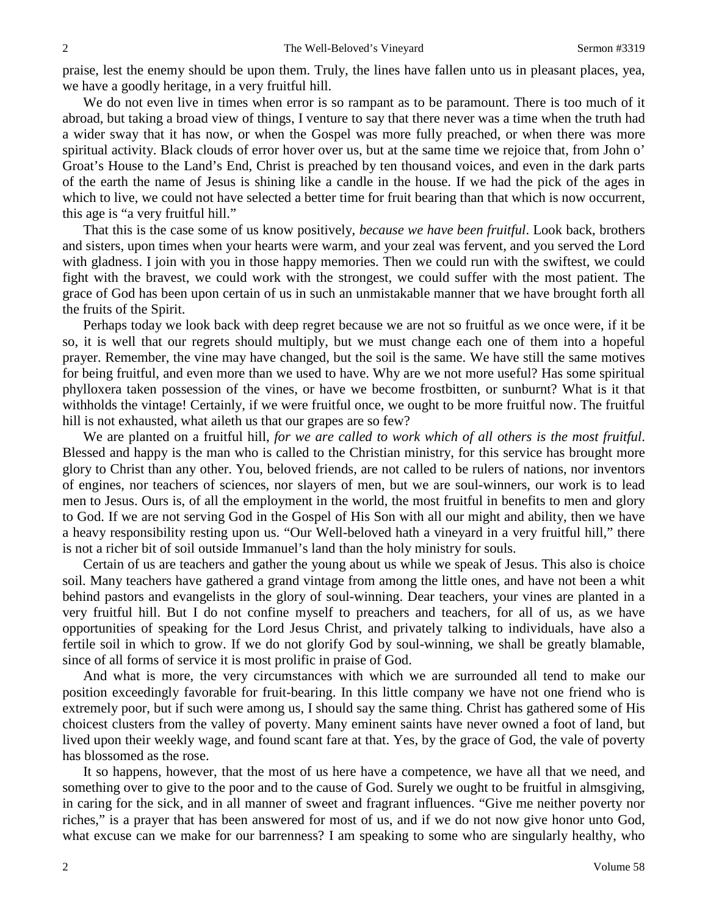praise, lest the enemy should be upon them. Truly, the lines have fallen unto us in pleasant places, yea, we have a goodly heritage, in a very fruitful hill.

We do not even live in times when error is so rampant as to be paramount. There is too much of it abroad, but taking a broad view of things, I venture to say that there never was a time when the truth had a wider sway that it has now, or when the Gospel was more fully preached, or when there was more spiritual activity. Black clouds of error hover over us, but at the same time we rejoice that, from John o' Groat's House to the Land's End, Christ is preached by ten thousand voices, and even in the dark parts of the earth the name of Jesus is shining like a candle in the house. If we had the pick of the ages in which to live, we could not have selected a better time for fruit bearing than that which is now occurrent, this age is "a very fruitful hill."

That this is the case some of us know positively, *because we have been fruitful*. Look back, brothers and sisters, upon times when your hearts were warm, and your zeal was fervent, and you served the Lord with gladness. I join with you in those happy memories. Then we could run with the swiftest, we could fight with the bravest, we could work with the strongest, we could suffer with the most patient. The grace of God has been upon certain of us in such an unmistakable manner that we have brought forth all the fruits of the Spirit.

Perhaps today we look back with deep regret because we are not so fruitful as we once were, if it be so, it is well that our regrets should multiply, but we must change each one of them into a hopeful prayer. Remember, the vine may have changed, but the soil is the same. We have still the same motives for being fruitful, and even more than we used to have. Why are we not more useful? Has some spiritual phylloxera taken possession of the vines, or have we become frostbitten, or sunburnt? What is it that withholds the vintage! Certainly, if we were fruitful once, we ought to be more fruitful now. The fruitful hill is not exhausted, what aileth us that our grapes are so few?

We are planted on a fruitful hill, *for we are called to work which of all others is the most fruitful*. Blessed and happy is the man who is called to the Christian ministry, for this service has brought more glory to Christ than any other. You, beloved friends, are not called to be rulers of nations, nor inventors of engines, nor teachers of sciences, nor slayers of men, but we are soul-winners, our work is to lead men to Jesus. Ours is, of all the employment in the world, the most fruitful in benefits to men and glory to God. If we are not serving God in the Gospel of His Son with all our might and ability, then we have a heavy responsibility resting upon us. "Our Well-beloved hath a vineyard in a very fruitful hill," there is not a richer bit of soil outside Immanuel's land than the holy ministry for souls.

Certain of us are teachers and gather the young about us while we speak of Jesus. This also is choice soil. Many teachers have gathered a grand vintage from among the little ones, and have not been a whit behind pastors and evangelists in the glory of soul-winning. Dear teachers, your vines are planted in a very fruitful hill. But I do not confine myself to preachers and teachers, for all of us, as we have opportunities of speaking for the Lord Jesus Christ, and privately talking to individuals, have also a fertile soil in which to grow. If we do not glorify God by soul-winning, we shall be greatly blamable, since of all forms of service it is most prolific in praise of God.

And what is more, the very circumstances with which we are surrounded all tend to make our position exceedingly favorable for fruit-bearing. In this little company we have not one friend who is extremely poor, but if such were among us, I should say the same thing. Christ has gathered some of His choicest clusters from the valley of poverty. Many eminent saints have never owned a foot of land, but lived upon their weekly wage, and found scant fare at that. Yes, by the grace of God, the vale of poverty has blossomed as the rose.

It so happens, however, that the most of us here have a competence, we have all that we need, and something over to give to the poor and to the cause of God. Surely we ought to be fruitful in almsgiving, in caring for the sick, and in all manner of sweet and fragrant influences. "Give me neither poverty nor riches," is a prayer that has been answered for most of us, and if we do not now give honor unto God, what excuse can we make for our barrenness? I am speaking to some who are singularly healthy, who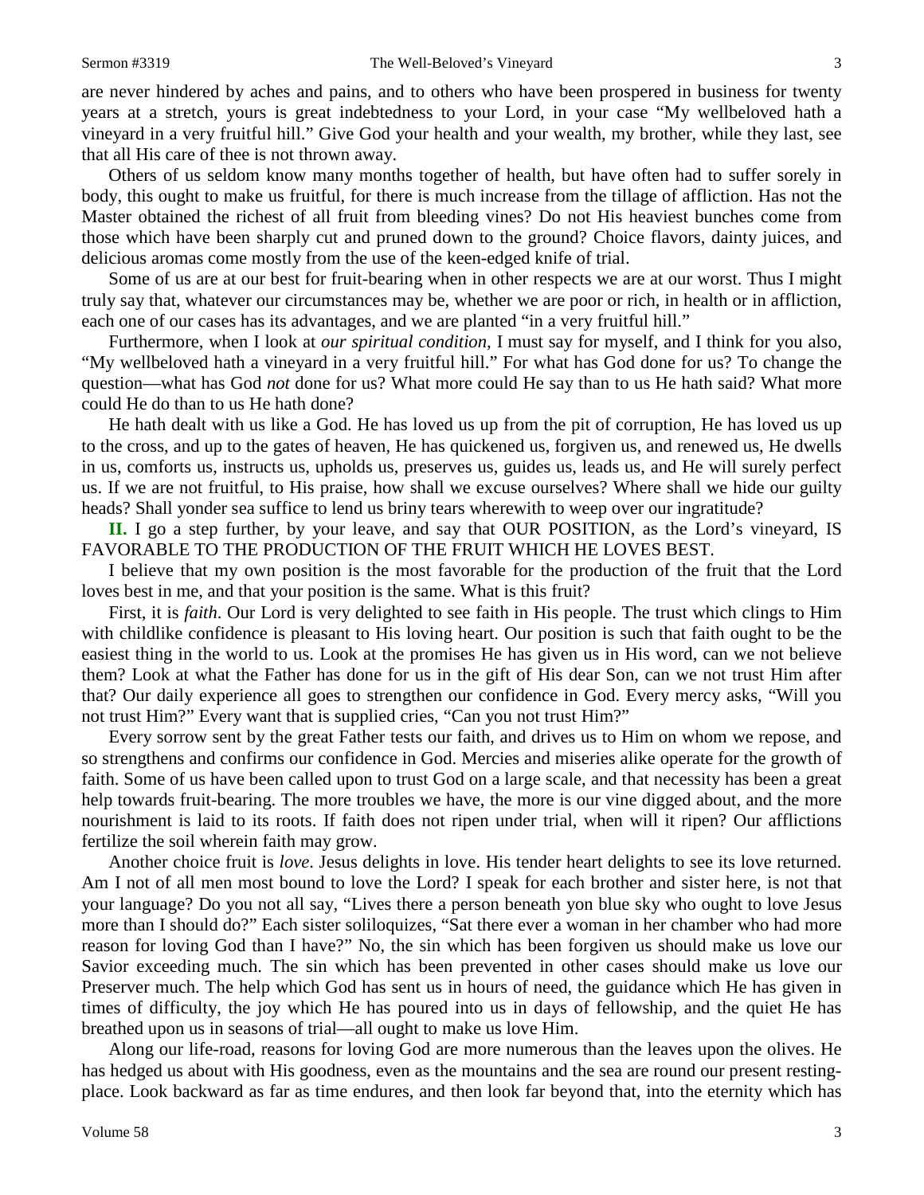are never hindered by aches and pains, and to others who have been prospered in business for twenty years at a stretch, yours is great indebtedness to your Lord, in your case "My wellbeloved hath a vineyard in a very fruitful hill." Give God your health and your wealth, my brother, while they last, see that all His care of thee is not thrown away.

Others of us seldom know many months together of health, but have often had to suffer sorely in body, this ought to make us fruitful, for there is much increase from the tillage of affliction. Has not the Master obtained the richest of all fruit from bleeding vines? Do not His heaviest bunches come from those which have been sharply cut and pruned down to the ground? Choice flavors, dainty juices, and delicious aromas come mostly from the use of the keen-edged knife of trial.

Some of us are at our best for fruit-bearing when in other respects we are at our worst. Thus I might truly say that, whatever our circumstances may be, whether we are poor or rich, in health or in affliction, each one of our cases has its advantages, and we are planted "in a very fruitful hill."

Furthermore, when I look at *our spiritual condition*, I must say for myself, and I think for you also, "My wellbeloved hath a vineyard in a very fruitful hill." For what has God done for us? To change the question—what has God *not* done for us? What more could He say than to us He hath said? What more could He do than to us He hath done?

He hath dealt with us like a God. He has loved us up from the pit of corruption, He has loved us up to the cross, and up to the gates of heaven, He has quickened us, forgiven us, and renewed us, He dwells in us, comforts us, instructs us, upholds us, preserves us, guides us, leads us, and He will surely perfect us. If we are not fruitful, to His praise, how shall we excuse ourselves? Where shall we hide our guilty heads? Shall yonder sea suffice to lend us briny tears wherewith to weep over our ingratitude?

**II.** I go a step further, by your leave, and say that OUR POSITION, as the Lord's vineyard, IS FAVORABLE TO THE PRODUCTION OF THE FRUIT WHICH HE LOVES BEST.

I believe that my own position is the most favorable for the production of the fruit that the Lord loves best in me, and that your position is the same. What is this fruit?

First, it is *faith*. Our Lord is very delighted to see faith in His people. The trust which clings to Him with childlike confidence is pleasant to His loving heart. Our position is such that faith ought to be the easiest thing in the world to us. Look at the promises He has given us in His word, can we not believe them? Look at what the Father has done for us in the gift of His dear Son, can we not trust Him after that? Our daily experience all goes to strengthen our confidence in God. Every mercy asks, "Will you not trust Him?" Every want that is supplied cries, "Can you not trust Him?"

Every sorrow sent by the great Father tests our faith, and drives us to Him on whom we repose, and so strengthens and confirms our confidence in God. Mercies and miseries alike operate for the growth of faith. Some of us have been called upon to trust God on a large scale, and that necessity has been a great help towards fruit-bearing. The more troubles we have, the more is our vine digged about, and the more nourishment is laid to its roots. If faith does not ripen under trial, when will it ripen? Our afflictions fertilize the soil wherein faith may grow.

Another choice fruit is *love*. Jesus delights in love. His tender heart delights to see its love returned. Am I not of all men most bound to love the Lord? I speak for each brother and sister here, is not that your language? Do you not all say, "Lives there a person beneath yon blue sky who ought to love Jesus more than I should do?" Each sister soliloquizes, "Sat there ever a woman in her chamber who had more reason for loving God than I have?" No, the sin which has been forgiven us should make us love our Savior exceeding much. The sin which has been prevented in other cases should make us love our Preserver much. The help which God has sent us in hours of need, the guidance which He has given in times of difficulty, the joy which He has poured into us in days of fellowship, and the quiet He has breathed upon us in seasons of trial—all ought to make us love Him.

Along our life-road, reasons for loving God are more numerous than the leaves upon the olives. He has hedged us about with His goodness, even as the mountains and the sea are round our present resting-place. Look backward as far as time endures, and then look far beyond that, into the eternity which has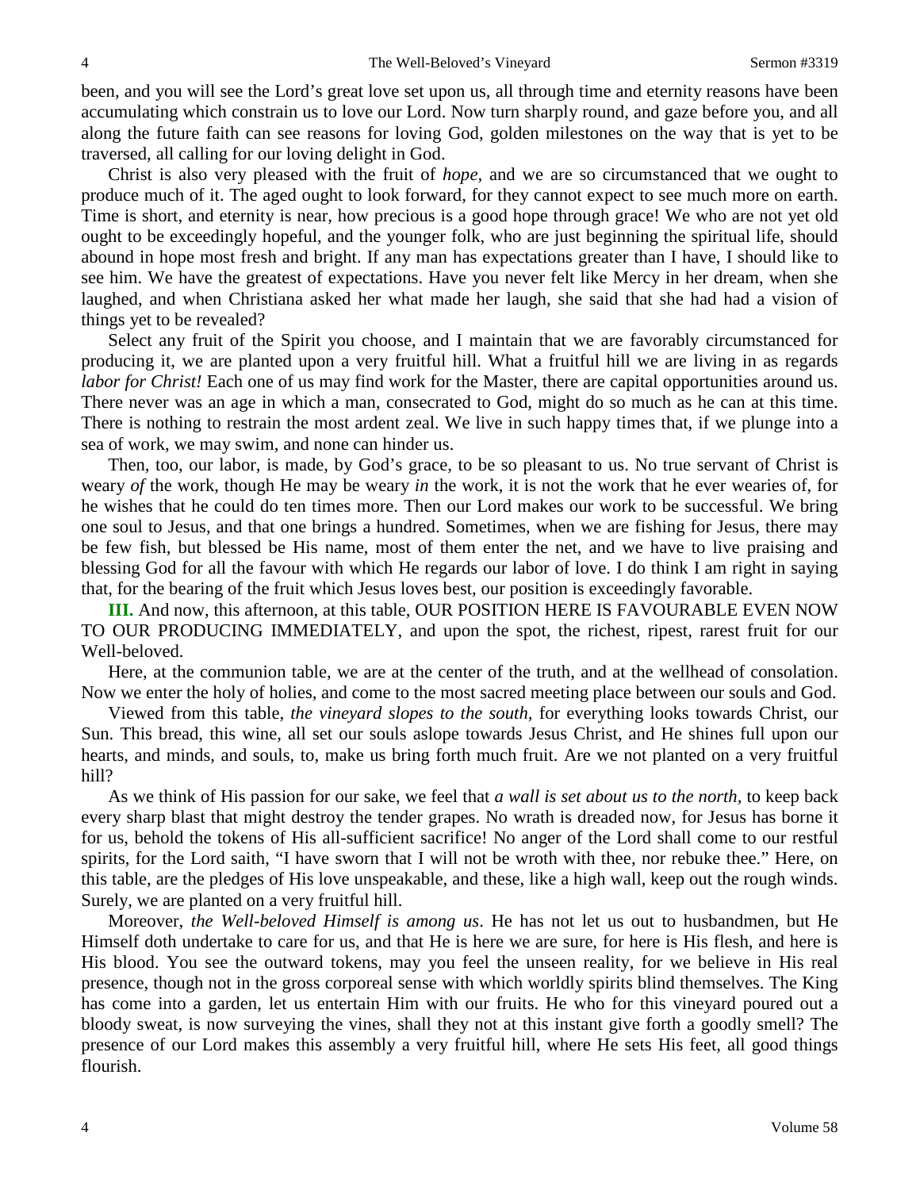been, and you will see the Lord's great love set upon us, all through time and eternity reasons have been accumulating which constrain us to love our Lord. Now turn sharply round, and gaze before you, and all along the future faith can see reasons for loving God, golden milestones on the way that is yet to be traversed, all calling for our loving delight in God.

Christ is also very pleased with the fruit of *hope,* and we are so circumstanced that we ought to produce much of it. The aged ought to look forward, for they cannot expect to see much more on earth. Time is short, and eternity is near, how precious is a good hope through grace! We who are not yet old ought to be exceedingly hopeful, and the younger folk, who are just beginning the spiritual life, should abound in hope most fresh and bright. If any man has expectations greater than I have, I should like to see him. We have the greatest of expectations. Have you never felt like Mercy in her dream, when she laughed, and when Christiana asked her what made her laugh, she said that she had had a vision of things yet to be revealed?

Select any fruit of the Spirit you choose, and I maintain that we are favorably circumstanced for producing it, we are planted upon a very fruitful hill. What a fruitful hill we are living in as regards *labor for Christ!* Each one of us may find work for the Master, there are capital opportunities around us. There never was an age in which a man, consecrated to God, might do so much as he can at this time. There is nothing to restrain the most ardent zeal. We live in such happy times that, if we plunge into a sea of work, we may swim, and none can hinder us.

Then, too, our labor, is made, by God's grace, to be so pleasant to us. No true servant of Christ is weary *of* the work, though He may be weary *in* the work, it is not the work that he ever wearies of, for he wishes that he could do ten times more. Then our Lord makes our work to be successful. We bring one soul to Jesus, and that one brings a hundred. Sometimes, when we are fishing for Jesus, there may be few fish, but blessed be His name, most of them enter the net, and we have to live praising and blessing God for all the favour with which He regards our labor of love. I do think I am right in saying that, for the bearing of the fruit which Jesus loves best, our position is exceedingly favorable.

**III.** And now, this afternoon, at this table, OUR POSITION HERE IS FAVOURABLE EVEN NOW TO OUR PRODUCING IMMEDIATELY, and upon the spot, the richest, ripest, rarest fruit for our Well-beloved.

Here, at the communion table, we are at the center of the truth, and at the wellhead of consolation. Now we enter the holy of holies, and come to the most sacred meeting place between our souls and God.

Viewed from this table, *the vineyard slopes to the south,* for everything looks towards Christ, our Sun. This bread, this wine, all set our souls aslope towards Jesus Christ, and He shines full upon our hearts, and minds, and souls, to, make us bring forth much fruit. Are we not planted on a very fruitful hill?

As we think of His passion for our sake, we feel that *a wall is set about us to the north,* to keep back every sharp blast that might destroy the tender grapes. No wrath is dreaded now, for Jesus has borne it for us, behold the tokens of His all-sufficient sacrifice! No anger of the Lord shall come to our restful spirits, for the Lord saith, "I have sworn that I will not be wroth with thee, nor rebuke thee." Here, on this table, are the pledges of His love unspeakable, and these, like a high wall, keep out the rough winds. Surely, we are planted on a very fruitful hill.

Moreover, *the Well-beloved Himself is among us*. He has not let us out to husbandmen, but He Himself doth undertake to care for us, and that He is here we are sure, for here is His flesh, and here is His blood. You see the outward tokens, may you feel the unseen reality, for we believe in His real presence, though not in the gross corporeal sense with which worldly spirits blind themselves. The King has come into a garden, let us entertain Him with our fruits. He who for this vineyard poured out a bloody sweat, is now surveying the vines, shall they not at this instant give forth a goodly smell? The presence of our Lord makes this assembly a very fruitful hill, where He sets His feet, all good things flourish.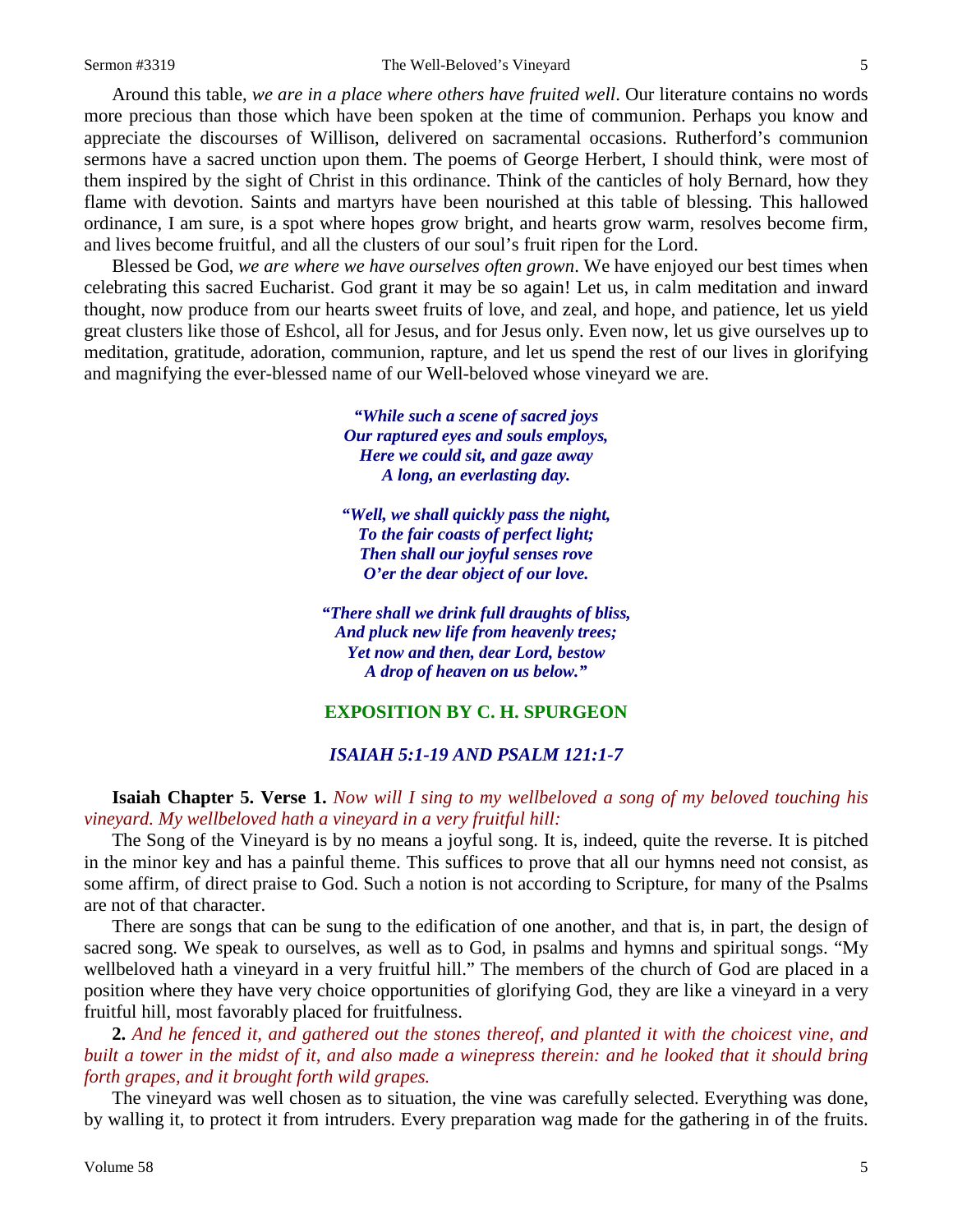Around this table, *we are in a place where others have fruited well*. Our literature contains no words more precious than those which have been spoken at the time of communion. Perhaps you know and appreciate the discourses of Willison, delivered on sacramental occasions. Rutherford's communion sermons have a sacred unction upon them. The poems of George Herbert, I should think, were most of them inspired by the sight of Christ in this ordinance. Think of the canticles of holy Bernard, how they flame with devotion. Saints and martyrs have been nourished at this table of blessing. This hallowed ordinance, I am sure, is a spot where hopes grow bright, and hearts grow warm, resolves become firm, and lives become fruitful, and all the clusters of our soul's fruit ripen for the Lord.

Blessed be God, *we are where we have ourselves often grown*. We have enjoyed our best times when celebrating this sacred Eucharist. God grant it may be so again! Let us, in calm meditation and inward thought, now produce from our hearts sweet fruits of love, and zeal, and hope, and patience, let us yield great clusters like those of Eshcol, all for Jesus, and for Jesus only. Even now, let us give ourselves up to meditation, gratitude, adoration, communion, rapture, and let us spend the rest of our lives in glorifying and magnifying the ever-blessed name of our Well-beloved whose vineyard we are.

> ***"While such a scene of sacred joys***
> ***Our raptured eyes and souls employs,***
> ***Here we could sit, and gaze away***
> ***A long, an everlasting day.***
>
> ***"Well, we shall quickly pass the night,***
> ***To the fair coasts of perfect light;***
> ***Then shall our joyful senses rove***
> ***O'er the dear object of our love.***
>
> ***"There shall we drink full draughts of bliss,***
> ***And pluck new life from heavenly trees;***
> ***Yet now and then, dear Lord, bestow***
> ***A drop of heaven on us below."***

## EXPOSITION BY C. H. SPURGEON

### *ISAIAH 5:1-19 AND PSALM 121:1-7*

**Isaiah Chapter 5. Verse 1.** *Now will I sing to my wellbeloved a song of my beloved touching his vineyard. My wellbeloved hath a vineyard in a very fruitful hill:*

The Song of the Vineyard is by no means a joyful song. It is, indeed, quite the reverse. It is pitched in the minor key and has a painful theme. This suffices to prove that all our hymns need not consist, as some affirm, of direct praise to God. Such a notion is not according to Scripture, for many of the Psalms are not of that character.

There are songs that can be sung to the edification of one another, and that is, in part, the design of sacred song. We speak to ourselves, as well as to God, in psalms and hymns and spiritual songs. "My wellbeloved hath a vineyard in a very fruitful hill." The members of the church of God are placed in a position where they have very choice opportunities of glorifying God, they are like a vineyard in a very fruitful hill, most favorably placed for fruitfulness.

**2.** *And he fenced it, and gathered out the stones thereof, and planted it with the choicest vine, and built a tower in the midst of it, and also made a winepress therein: and he looked that it should bring forth grapes, and it brought forth wild grapes.*

The vineyard was well chosen as to situation, the vine was carefully selected. Everything was done, by walling it, to protect it from intruders. Every preparation wag made for the gathering in of the fruits.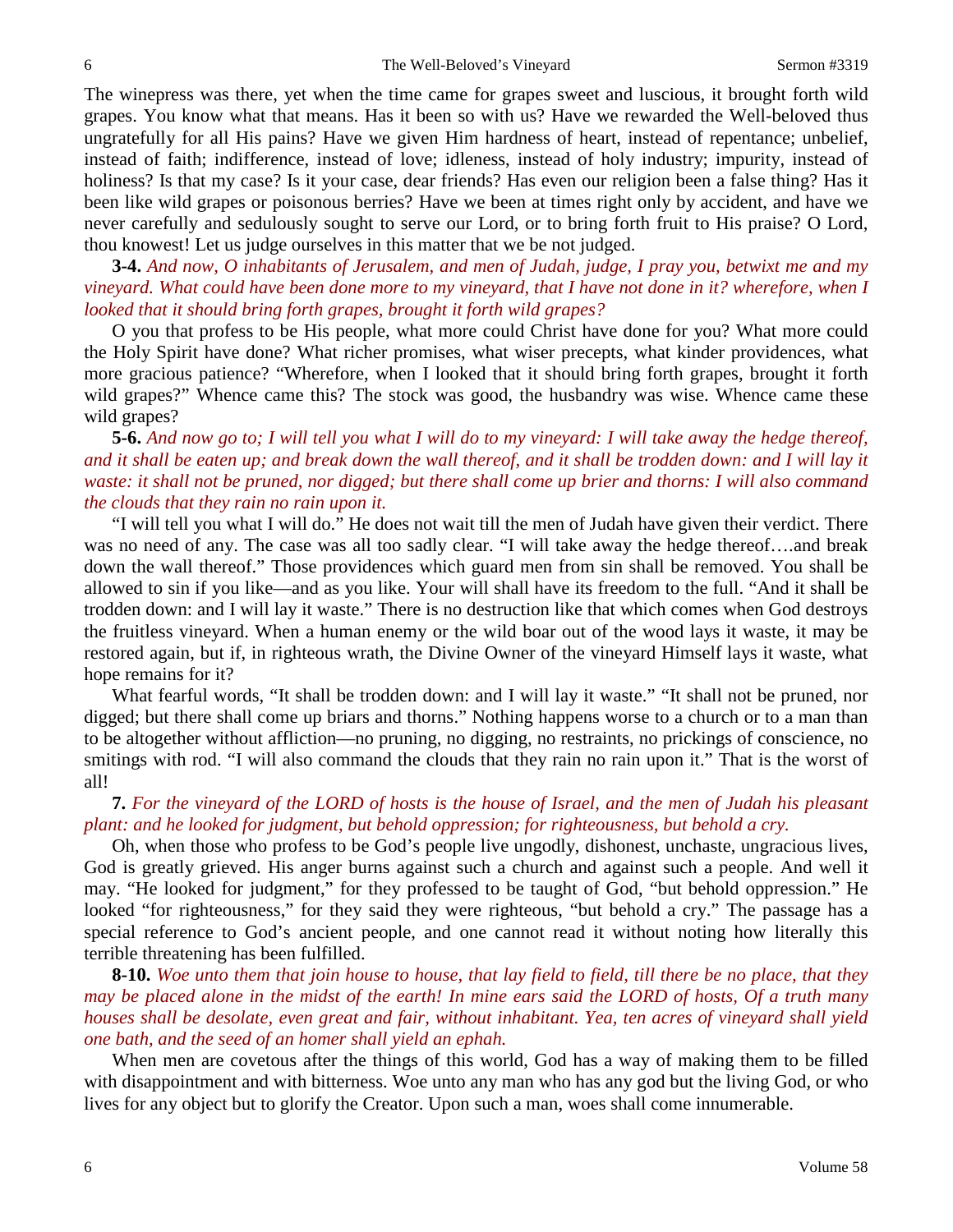The winepress was there, yet when the time came for grapes sweet and luscious, it brought forth wild grapes. You know what that means. Has it been so with us? Have we rewarded the Well-beloved thus ungratefully for all His pains? Have we given Him hardness of heart, instead of repentance; unbelief, instead of faith; indifference, instead of love; idleness, instead of holy industry; impurity, instead of holiness? Is that my case? Is it your case, dear friends? Has even our religion been a false thing? Has it been like wild grapes or poisonous berries? Have we been at times right only by accident, and have we never carefully and sedulously sought to serve our Lord, or to bring forth fruit to His praise? O Lord, thou knowest! Let us judge ourselves in this matter that we be not judged.

**3-4.** *And now, O inhabitants of Jerusalem, and men of Judah, judge, I pray you, betwixt me and my vineyard. What could have been done more to my vineyard, that I have not done in it? wherefore, when I looked that it should bring forth grapes, brought it forth wild grapes?*

O you that profess to be His people, what more could Christ have done for you? What more could the Holy Spirit have done? What richer promises, what wiser precepts, what kinder providences, what more gracious patience? "Wherefore, when I looked that it should bring forth grapes, brought it forth wild grapes?" Whence came this? The stock was good, the husbandry was wise. Whence came these wild grapes?

**5-6.** *And now go to; I will tell you what I will do to my vineyard: I will take away the hedge thereof, and it shall be eaten up; and break down the wall thereof, and it shall be trodden down: and I will lay it waste: it shall not be pruned, nor digged; but there shall come up brier and thorns: I will also command the clouds that they rain no rain upon it.*

"I will tell you what I will do." He does not wait till the men of Judah have given their verdict. There was no need of any. The case was all too sadly clear. "I will take away the hedge thereof….and break down the wall thereof." Those providences which guard men from sin shall be removed. You shall be allowed to sin if you like—and as you like. Your will shall have its freedom to the full. "And it shall be trodden down: and I will lay it waste." There is no destruction like that which comes when God destroys the fruitless vineyard. When a human enemy or the wild boar out of the wood lays it waste, it may be restored again, but if, in righteous wrath, the Divine Owner of the vineyard Himself lays it waste, what hope remains for it?

What fearful words, "It shall be trodden down: and I will lay it waste." "It shall not be pruned, nor digged; but there shall come up briars and thorns." Nothing happens worse to a church or to a man than to be altogether without affliction—no pruning, no digging, no restraints, no prickings of conscience, no smitings with rod. "I will also command the clouds that they rain no rain upon it." That is the worst of all!

**7.** *For the vineyard of the LORD of hosts is the house of Israel, and the men of Judah his pleasant plant: and he looked for judgment, but behold oppression; for righteousness, but behold a cry.*

Oh, when those who profess to be God's people live ungodly, dishonest, unchaste, ungracious lives, God is greatly grieved. His anger burns against such a church and against such a people. And well it may. "He looked for judgment," for they professed to be taught of God, "but behold oppression." He looked "for righteousness," for they said they were righteous, "but behold a cry." The passage has a special reference to God's ancient people, and one cannot read it without noting how literally this terrible threatening has been fulfilled.

**8-10.** *Woe unto them that join house to house, that lay field to field, till there be no place, that they may be placed alone in the midst of the earth! In mine ears said the LORD of hosts, Of a truth many houses shall be desolate, even great and fair, without inhabitant. Yea, ten acres of vineyard shall yield one bath, and the seed of an homer shall yield an ephah.*

When men are covetous after the things of this world, God has a way of making them to be filled with disappointment and with bitterness. Woe unto any man who has any god but the living God, or who lives for any object but to glorify the Creator. Upon such a man, woes shall come innumerable.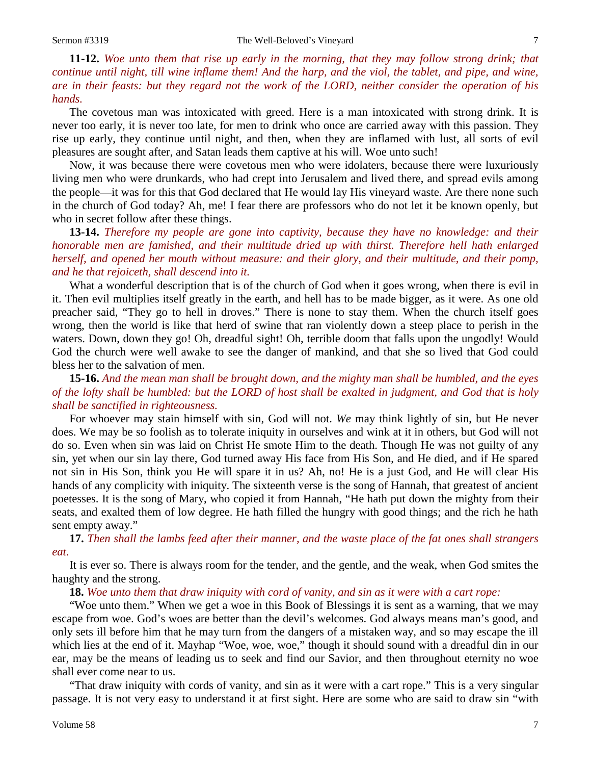**11-12.** *Woe unto them that rise up early in the morning, that they may follow strong drink; that continue until night, till wine inflame them! And the harp, and the viol, the tablet, and pipe, and wine, are in their feasts: but they regard not the work of the LORD, neither consider the operation of his hands.*

The covetous man was intoxicated with greed. Here is a man intoxicated with strong drink. It is never too early, it is never too late, for men to drink who once are carried away with this passion. They rise up early, they continue until night, and then, when they are inflamed with lust, all sorts of evil pleasures are sought after, and Satan leads them captive at his will. Woe unto such!

Now, it was because there were covetous men who were idolaters, because there were luxuriously living men who were drunkards, who had crept into Jerusalem and lived there, and spread evils among the people—it was for this that God declared that He would lay His vineyard waste. Are there none such in the church of God today? Ah, me! I fear there are professors who do not let it be known openly, but who in secret follow after these things.

**13-14.** *Therefore my people are gone into captivity, because they have no knowledge: and their honorable men are famished, and their multitude dried up with thirst. Therefore hell hath enlarged herself, and opened her mouth without measure: and their glory, and their multitude, and their pomp, and he that rejoiceth, shall descend into it.*

What a wonderful description that is of the church of God when it goes wrong, when there is evil in it. Then evil multiplies itself greatly in the earth, and hell has to be made bigger, as it were. As one old preacher said, "They go to hell in droves." There is none to stay them. When the church itself goes wrong, then the world is like that herd of swine that ran violently down a steep place to perish in the waters. Down, down they go! Oh, dreadful sight! Oh, terrible doom that falls upon the ungodly! Would God the church were well awake to see the danger of mankind, and that she so lived that God could bless her to the salvation of men.

**15-16.** *And the mean man shall be brought down, and the mighty man shall be humbled, and the eyes of the lofty shall be humbled: but the LORD of host shall be exalted in judgment, and God that is holy shall be sanctified in righteousness.*

For whoever may stain himself with sin, God will not. *We* may think lightly of sin, but He never does. We may be so foolish as to tolerate iniquity in ourselves and wink at it in others, but God will not do so. Even when sin was laid on Christ He smote Him to the death. Though He was not guilty of any sin, yet when our sin lay there, God turned away His face from His Son, and He died, and if He spared not sin in His Son, think you He will spare it in us? Ah, no! He is a just God, and He will clear His hands of any complicity with iniquity. The sixteenth verse is the song of Hannah, that greatest of ancient poetesses. It is the song of Mary, who copied it from Hannah, "He hath put down the mighty from their seats, and exalted them of low degree. He hath filled the hungry with good things; and the rich he hath sent empty away."

**17.** *Then shall the lambs feed after their manner, and the waste place of the fat ones shall strangers eat.*

It is ever so. There is always room for the tender, and the gentle, and the weak, when God smites the haughty and the strong.

**18.** *Woe unto them that draw iniquity with cord of vanity, and sin as it were with a cart rope:*

"Woe unto them." When we get a woe in this Book of Blessings it is sent as a warning, that we may escape from woe. God's woes are better than the devil's welcomes. God always means man's good, and only sets ill before him that he may turn from the dangers of a mistaken way, and so may escape the ill which lies at the end of it. Mayhap "Woe, woe, woe," though it should sound with a dreadful din in our ear, may be the means of leading us to seek and find our Savior, and then throughout eternity no woe shall ever come near to us.

"That draw iniquity with cords of vanity, and sin as it were with a cart rope." This is a very singular passage. It is not very easy to understand it at first sight. Here are some who are said to draw sin "with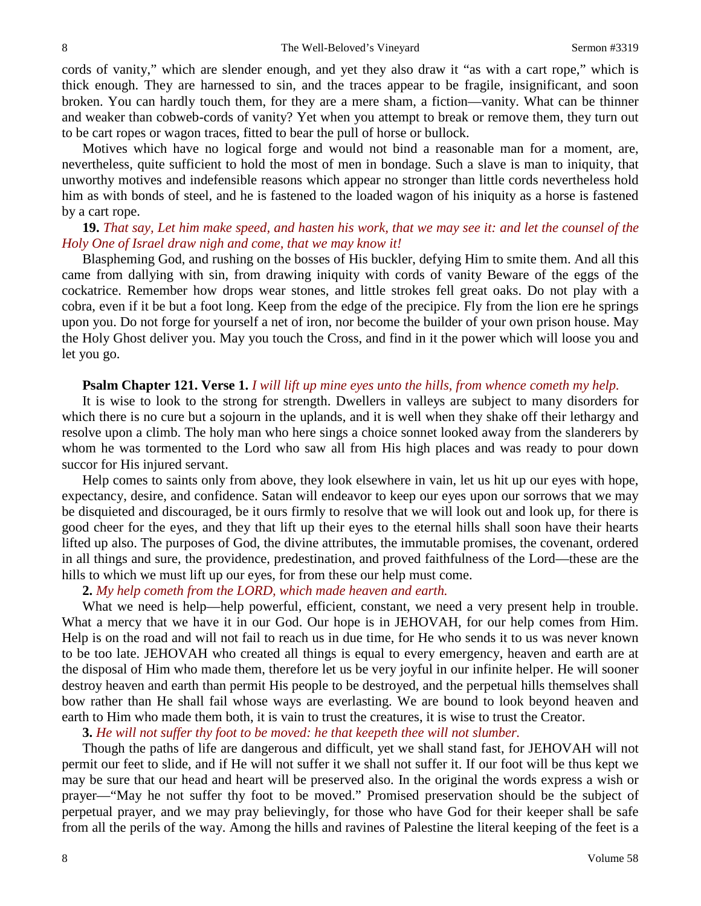cords of vanity," which are slender enough, and yet they also draw it "as with a cart rope," which is thick enough. They are harnessed to sin, and the traces appear to be fragile, insignificant, and soon broken. You can hardly touch them, for they are a mere sham, a fiction—vanity. What can be thinner and weaker than cobweb-cords of vanity? Yet when you attempt to break or remove them, they turn out to be cart ropes or wagon traces, fitted to bear the pull of horse or bullock.

Motives which have no logical forge and would not bind a reasonable man for a moment, are, nevertheless, quite sufficient to hold the most of men in bondage. Such a slave is man to iniquity, that unworthy motives and indefensible reasons which appear no stronger than little cords nevertheless hold him as with bonds of steel, and he is fastened to the loaded wagon of his iniquity as a horse is fastened by a cart rope.

**19.** *That say, Let him make speed, and hasten his work, that we may see it: and let the counsel of the Holy One of Israel draw nigh and come, that we may know it!*

Blaspheming God, and rushing on the bosses of His buckler, defying Him to smite them. And all this came from dallying with sin, from drawing iniquity with cords of vanity Beware of the eggs of the cockatrice. Remember how drops wear stones, and little strokes fell great oaks. Do not play with a cobra, even if it be but a foot long. Keep from the edge of the precipice. Fly from the lion ere he springs upon you. Do not forge for yourself a net of iron, nor become the builder of your own prison house. May the Holy Ghost deliver you. May you touch the Cross, and find in it the power which will loose you and let you go.

**Psalm Chapter 121. Verse 1.** *I will lift up mine eyes unto the hills, from whence cometh my help.*

It is wise to look to the strong for strength. Dwellers in valleys are subject to many disorders for which there is no cure but a sojourn in the uplands, and it is well when they shake off their lethargy and resolve upon a climb. The holy man who here sings a choice sonnet looked away from the slanderers by whom he was tormented to the Lord who saw all from His high places and was ready to pour down succor for His injured servant.

Help comes to saints only from above, they look elsewhere in vain, let us hit up our eyes with hope, expectancy, desire, and confidence. Satan will endeavor to keep our eyes upon our sorrows that we may be disquieted and discouraged, be it ours firmly to resolve that we will look out and look up, for there is good cheer for the eyes, and they that lift up their eyes to the eternal hills shall soon have their hearts lifted up also. The purposes of God, the divine attributes, the immutable promises, the covenant, ordered in all things and sure, the providence, predestination, and proved faithfulness of the Lord—these are the hills to which we must lift up our eyes, for from these our help must come.

**2.** *My help cometh from the LORD, which made heaven and earth.*

What we need is help—help powerful, efficient, constant, we need a very present help in trouble. What a mercy that we have it in our God. Our hope is in JEHOVAH, for our help comes from Him. Help is on the road and will not fail to reach us in due time, for He who sends it to us was never known to be too late. JEHOVAH who created all things is equal to every emergency, heaven and earth are at the disposal of Him who made them, therefore let us be very joyful in our infinite helper. He will sooner destroy heaven and earth than permit His people to be destroyed, and the perpetual hills themselves shall bow rather than He shall fail whose ways are everlasting. We are bound to look beyond heaven and earth to Him who made them both, it is vain to trust the creatures, it is wise to trust the Creator.

**3.** *He will not suffer thy foot to be moved: he that keepeth thee will not slumber.*

Though the paths of life are dangerous and difficult, yet we shall stand fast, for JEHOVAH will not permit our feet to slide, and if He will not suffer it we shall not suffer it. If our foot will be thus kept we may be sure that our head and heart will be preserved also. In the original the words express a wish or prayer—"May he not suffer thy foot to be moved." Promised preservation should be the subject of perpetual prayer, and we may pray believingly, for those who have God for their keeper shall be safe from all the perils of the way. Among the hills and ravines of Palestine the literal keeping of the feet is a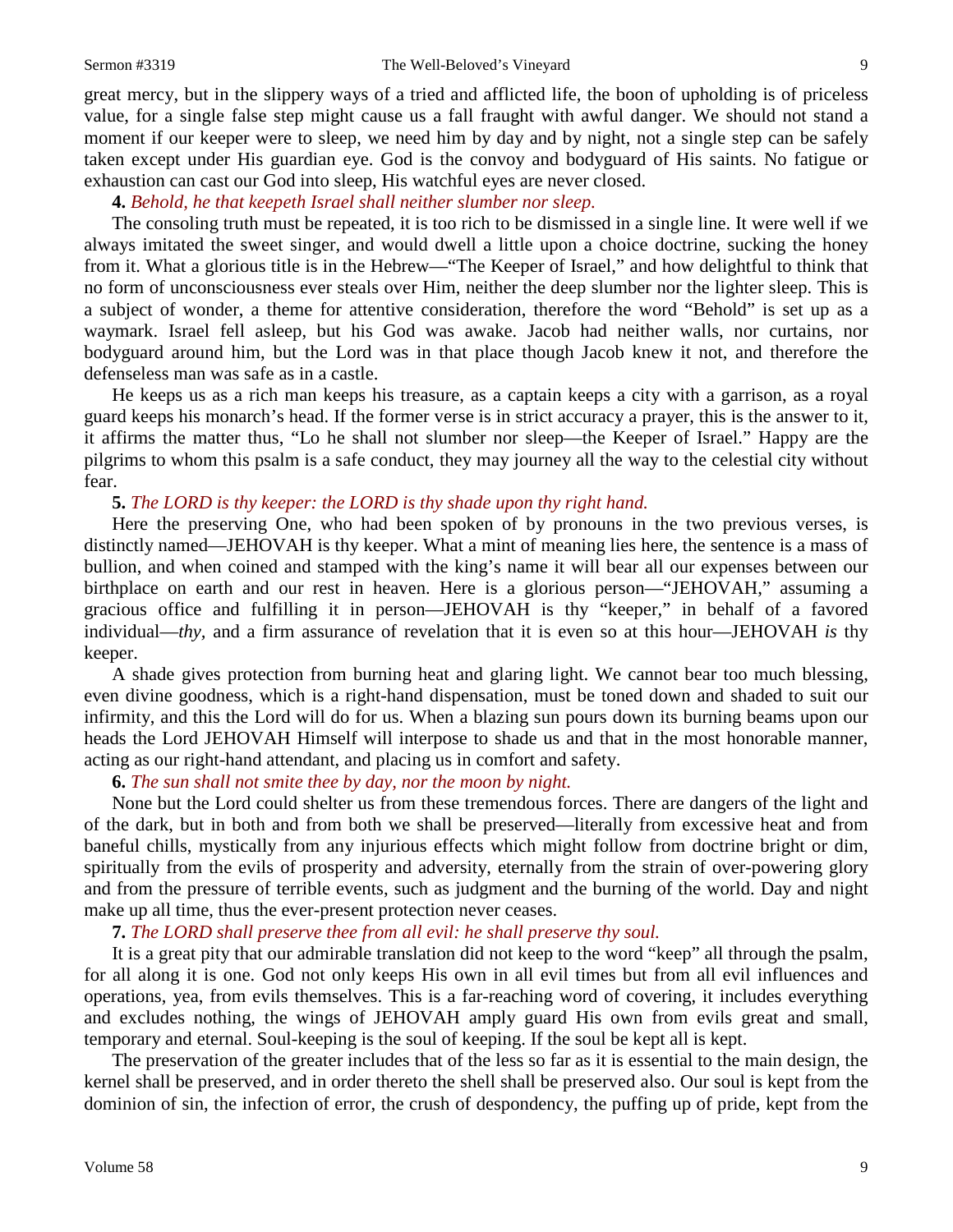great mercy, but in the slippery ways of a tried and afflicted life, the boon of upholding is of priceless value, for a single false step might cause us a fall fraught with awful danger. We should not stand a moment if our keeper were to sleep, we need him by day and by night, not a single step can be safely taken except under His guardian eye. God is the convoy and bodyguard of His saints. No fatigue or exhaustion can cast our God into sleep, His watchful eyes are never closed.

**4.** *Behold, he that keepeth Israel shall neither slumber nor sleep.*

The consoling truth must be repeated, it is too rich to be dismissed in a single line. It were well if we always imitated the sweet singer, and would dwell a little upon a choice doctrine, sucking the honey from it. What a glorious title is in the Hebrew—"The Keeper of Israel," and how delightful to think that no form of unconsciousness ever steals over Him, neither the deep slumber nor the lighter sleep. This is a subject of wonder, a theme for attentive consideration, therefore the word "Behold" is set up as a waymark. Israel fell asleep, but his God was awake. Jacob had neither walls, nor curtains, nor bodyguard around him, but the Lord was in that place though Jacob knew it not, and therefore the defenseless man was safe as in a castle.

He keeps us as a rich man keeps his treasure, as a captain keeps a city with a garrison, as a royal guard keeps his monarch's head. If the former verse is in strict accuracy a prayer, this is the answer to it, it affirms the matter thus, "Lo he shall not slumber nor sleep—the Keeper of Israel." Happy are the pilgrims to whom this psalm is a safe conduct, they may journey all the way to the celestial city without fear.

**5.** *The LORD is thy keeper: the LORD is thy shade upon thy right hand.*

Here the preserving One, who had been spoken of by pronouns in the two previous verses, is distinctly named—JEHOVAH is thy keeper. What a mint of meaning lies here, the sentence is a mass of bullion, and when coined and stamped with the king's name it will bear all our expenses between our birthplace on earth and our rest in heaven. Here is a glorious person—"JEHOVAH," assuming a gracious office and fulfilling it in person—JEHOVAH is thy "keeper," in behalf of a favored individual—*thy,* and a firm assurance of revelation that it is even so at this hour—JEHOVAH *is* thy keeper.

A shade gives protection from burning heat and glaring light. We cannot bear too much blessing, even divine goodness, which is a right-hand dispensation, must be toned down and shaded to suit our infirmity, and this the Lord will do for us. When a blazing sun pours down its burning beams upon our heads the Lord JEHOVAH Himself will interpose to shade us and that in the most honorable manner, acting as our right-hand attendant, and placing us in comfort and safety.

**6.** *The sun shall not smite thee by day, nor the moon by night.*

None but the Lord could shelter us from these tremendous forces. There are dangers of the light and of the dark, but in both and from both we shall be preserved—literally from excessive heat and from baneful chills, mystically from any injurious effects which might follow from doctrine bright or dim, spiritually from the evils of prosperity and adversity, eternally from the strain of over-powering glory and from the pressure of terrible events, such as judgment and the burning of the world. Day and night make up all time, thus the ever-present protection never ceases.

**7.** *The LORD shall preserve thee from all evil: he shall preserve thy soul.*

It is a great pity that our admirable translation did not keep to the word "keep" all through the psalm, for all along it is one. God not only keeps His own in all evil times but from all evil influences and operations, yea, from evils themselves. This is a far-reaching word of covering, it includes everything and excludes nothing, the wings of JEHOVAH amply guard His own from evils great and small, temporary and eternal. Soul-keeping is the soul of keeping. If the soul be kept all is kept.

The preservation of the greater includes that of the less so far as it is essential to the main design, the kernel shall be preserved, and in order thereto the shell shall be preserved also. Our soul is kept from the dominion of sin, the infection of error, the crush of despondency, the puffing up of pride, kept from the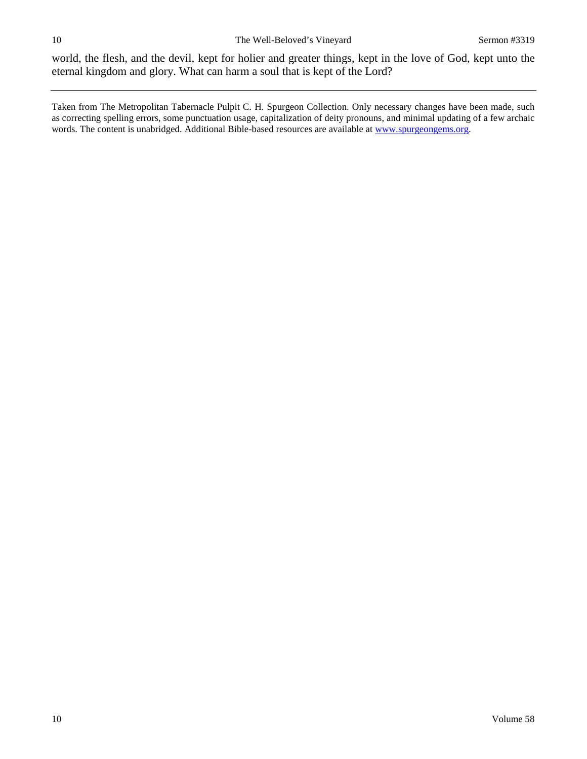world, the flesh, and the devil, kept for holier and greater things, kept in the love of God, kept unto the eternal kingdom and glory. What can harm a soul that is kept of the Lord?

---

Taken from The Metropolitan Tabernacle Pulpit C. H. Spurgeon Collection. Only necessary changes have been made, such as correcting spelling errors, some punctuation usage, capitalization of deity pronouns, and minimal updating of a few archaic words. The content is unabridged. Additional Bible-based resources are available at [www.spurgeongems.org](http://www.spurgeongems.org).